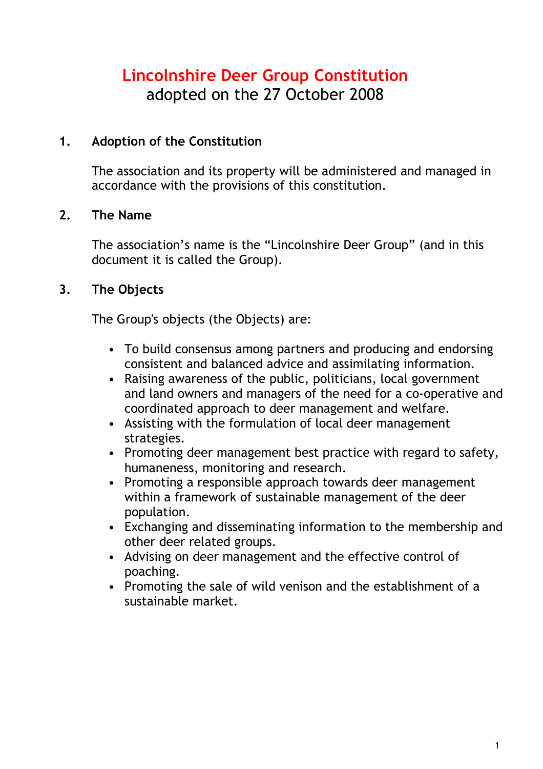# Lincolnshire Deer Group Constitution

adopted on the 27 October 2008

## 1. Adoption of the Constitution

The association and its property will be administered and managed in accordance with the provisions of this constitution.

## 2. The Name

The association's name is the "Lincolnshire Deer Group" (and in this document it is called the Group).

## 3. The Objects

The Group's objects (the Objects) are:

- To build consensus among partners and producing and endorsing consistent and balanced advice and assimilating information.
- Raising awareness of the public, politicians, local government and land owners and managers of the need for a co-operative and coordinated approach to deer management and welfare.
- Assisting with the formulation of local deer management strategies.
- Promoting deer management best practice with regard to safety, humaneness, monitoring and research.
- Promoting a responsible approach towards deer management within a framework of sustainable management of the deer population.
- Exchanging and disseminating information to the membership and other deer related groups.
- Advising on deer management and the effective control of poaching.
- Promoting the sale of wild venison and the establishment of a sustainable market.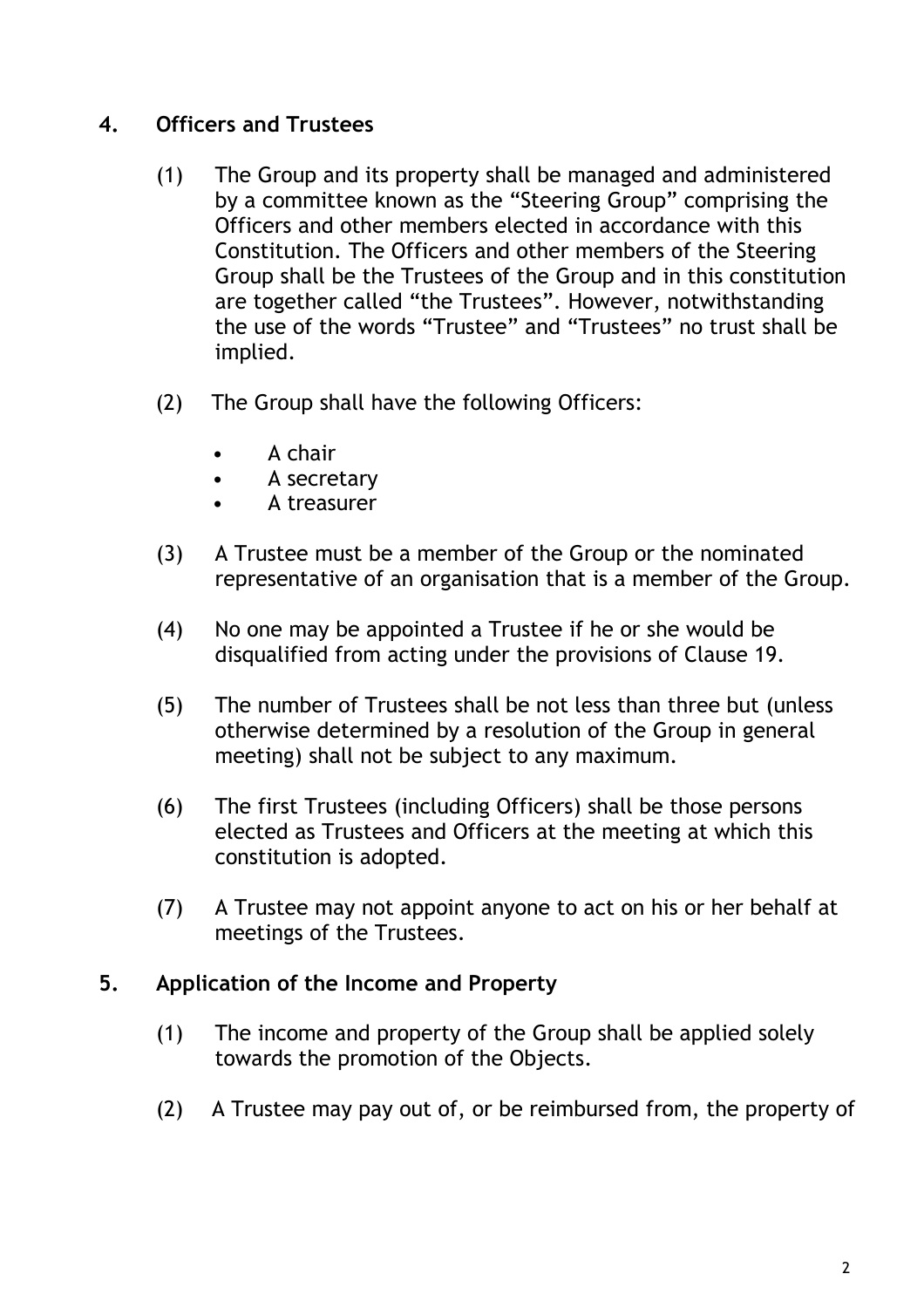## 4. Officers and Trustees

(1) The Group and its property shall be managed and administered by a committee known as the "Steering Group" comprising the Officers and other members elected in accordance with this Constitution. The Officers and other members of the Steering Group shall be the Trustees of the Group and in this constitution are together called "the Trustees". However, notwithstanding the use of the words "Trustee" and "Trustees" no trust shall be implied.

(2) The Group shall have the following Officers:

- A chair
- A secretary
- A treasurer

(3) A Trustee must be a member of the Group or the nominated representative of an organisation that is a member of the Group.

(4) No one may be appointed a Trustee if he or she would be disqualified from acting under the provisions of Clause 19.

(5) The number of Trustees shall be not less than three but (unless otherwise determined by a resolution of the Group in general meeting) shall not be subject to any maximum.

(6) The first Trustees (including Officers) shall be those persons elected as Trustees and Officers at the meeting at which this constitution is adopted.

(7) A Trustee may not appoint anyone to act on his or her behalf at meetings of the Trustees.

## 5. Application of the Income and Property

(1) The income and property of the Group shall be applied solely towards the promotion of the Objects.

(2) A Trustee may pay out of, or be reimbursed from, the property of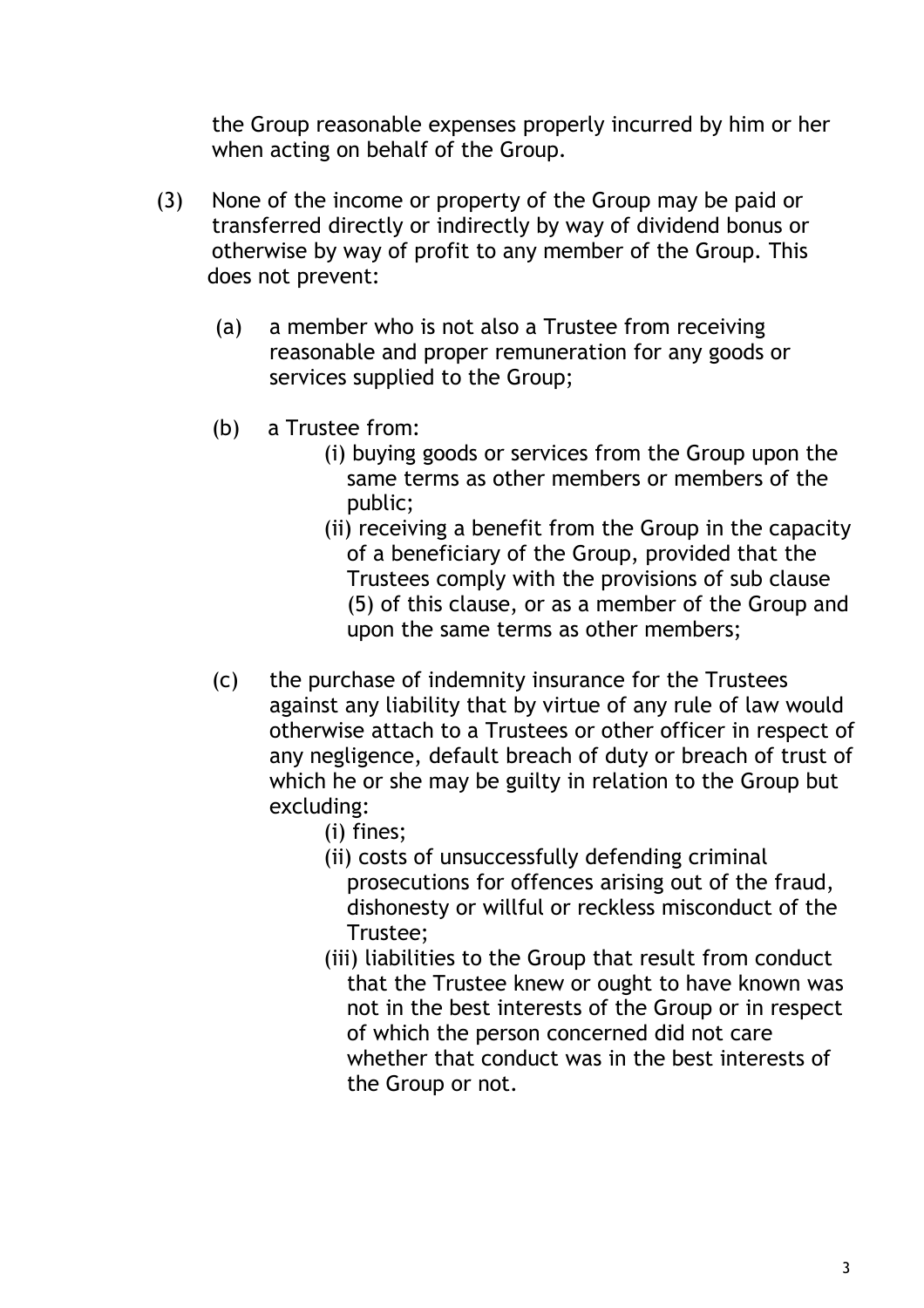the Group reasonable expenses properly incurred by him or her when acting on behalf of the Group.

(3) None of the income or property of the Group may be paid or transferred directly or indirectly by way of dividend bonus or otherwise by way of profit to any member of the Group. This does not prevent:

(a) a member who is not also a Trustee from receiving reasonable and proper remuneration for any goods or services supplied to the Group;

(b) a Trustee from:

(i) buying goods or services from the Group upon the same terms as other members or members of the public;

(ii) receiving a benefit from the Group in the capacity of a beneficiary of the Group, provided that the Trustees comply with the provisions of sub clause (5) of this clause, or as a member of the Group and upon the same terms as other members;

(c) the purchase of indemnity insurance for the Trustees against any liability that by virtue of any rule of law would otherwise attach to a Trustees or other officer in respect of any negligence, default breach of duty or breach of trust of which he or she may be guilty in relation to the Group but excluding:

(i) fines;

(ii) costs of unsuccessfully defending criminal prosecutions for offences arising out of the fraud, dishonesty or willful or reckless misconduct of the Trustee;

(iii) liabilities to the Group that result from conduct that the Trustee knew or ought to have known was not in the best interests of the Group or in respect of which the person concerned did not care whether that conduct was in the best interests of the Group or not.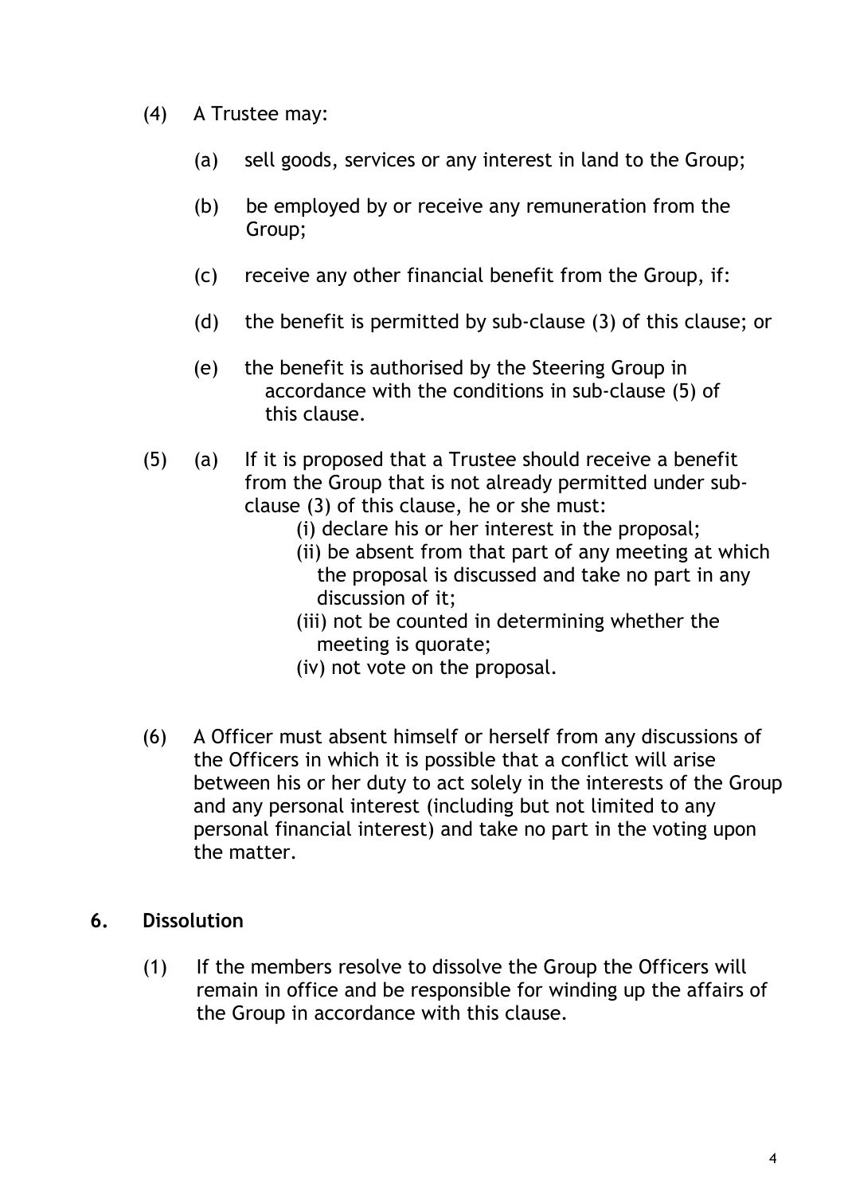(4) A Trustee may:

(a) sell goods, services or any interest in land to the Group;

(b) be employed by or receive any remuneration from the Group;

(c) receive any other financial benefit from the Group, if:

(d) the benefit is permitted by sub-clause (3) of this clause; or

(e) the benefit is authorised by the Steering Group in accordance with the conditions in sub-clause (5) of this clause.

(5) (a) If it is proposed that a Trustee should receive a benefit from the Group that is not already permitted under sub-clause (3) of this clause, he or she must:

(i) declare his or her interest in the proposal;
(ii) be absent from that part of any meeting at which the proposal is discussed and take no part in any discussion of it;
(iii) not be counted in determining whether the meeting is quorate;
(iv) not vote on the proposal.

(6) A Officer must absent himself or herself from any discussions of the Officers in which it is possible that a conflict will arise between his or her duty to act solely in the interests of the Group and any personal interest (including but not limited to any personal financial interest) and take no part in the voting upon the matter.

## 6. Dissolution

(1) If the members resolve to dissolve the Group the Officers will remain in office and be responsible for winding up the affairs of the Group in accordance with this clause.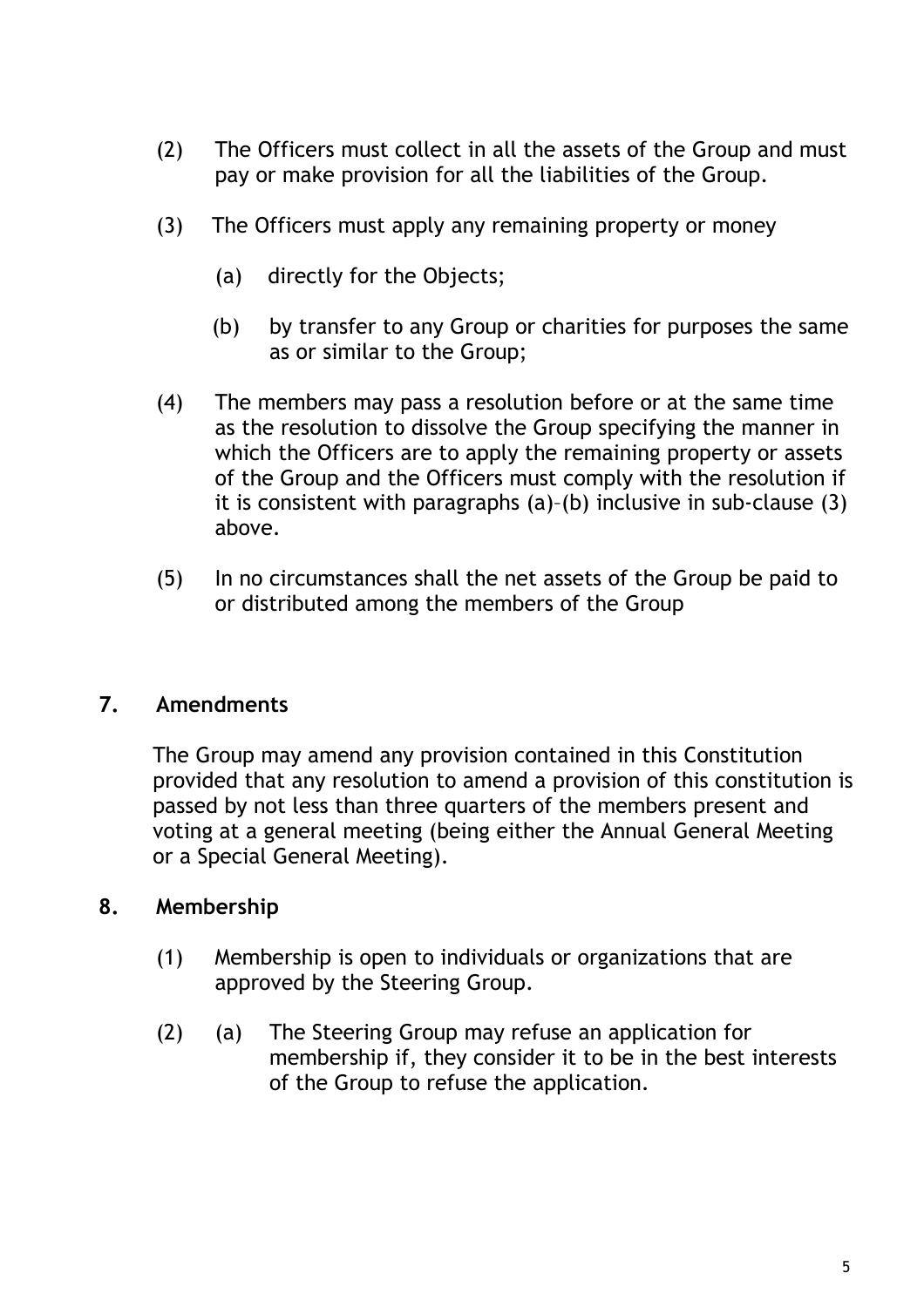(2) The Officers must collect in all the assets of the Group and must pay or make provision for all the liabilities of the Group.

(3) The Officers must apply any remaining property or money

(a) directly for the Objects;

(b) by transfer to any Group or charities for purposes the same as or similar to the Group;

(4) The members may pass a resolution before or at the same time as the resolution to dissolve the Group specifying the manner in which the Officers are to apply the remaining property or assets of the Group and the Officers must comply with the resolution if it is consistent with paragraphs (a)–(b) inclusive in sub-clause (3) above.

(5) In no circumstances shall the net assets of the Group be paid to or distributed among the members of the Group

## 7. Amendments

The Group may amend any provision contained in this Constitution provided that any resolution to amend a provision of this constitution is passed by not less than three quarters of the members present and voting at a general meeting (being either the Annual General Meeting or a Special General Meeting).

## 8. Membership

(1) Membership is open to individuals or organizations that are approved by the Steering Group.

(2) (a) The Steering Group may refuse an application for membership if, they consider it to be in the best interests of the Group to refuse the application.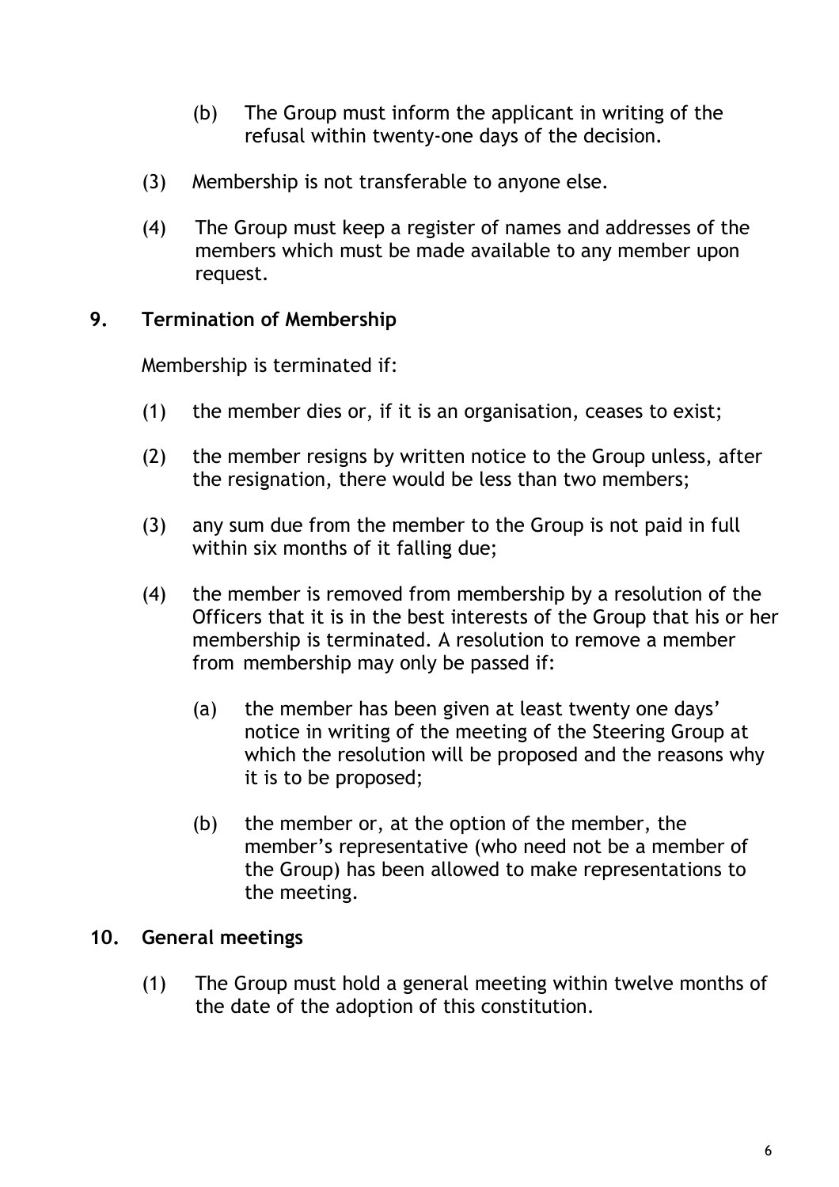(b) The Group must inform the applicant in writing of the refusal within twenty-one days of the decision.

(3) Membership is not transferable to anyone else.

(4) The Group must keep a register of names and addresses of the members which must be made available to any member upon request.

## 9. Termination of Membership

Membership is terminated if:

(1) the member dies or, if it is an organisation, ceases to exist;

(2) the member resigns by written notice to the Group unless, after the resignation, there would be less than two members;

(3) any sum due from the member to the Group is not paid in full within six months of it falling due;

(4) the member is removed from membership by a resolution of the Officers that it is in the best interests of the Group that his or her membership is terminated. A resolution to remove a member from membership may only be passed if:

(a) the member has been given at least twenty one days' notice in writing of the meeting of the Steering Group at which the resolution will be proposed and the reasons why it is to be proposed;

(b) the member or, at the option of the member, the member's representative (who need not be a member of the Group) has been allowed to make representations to the meeting.

## 10. General meetings

(1) The Group must hold a general meeting within twelve months of the date of the adoption of this constitution.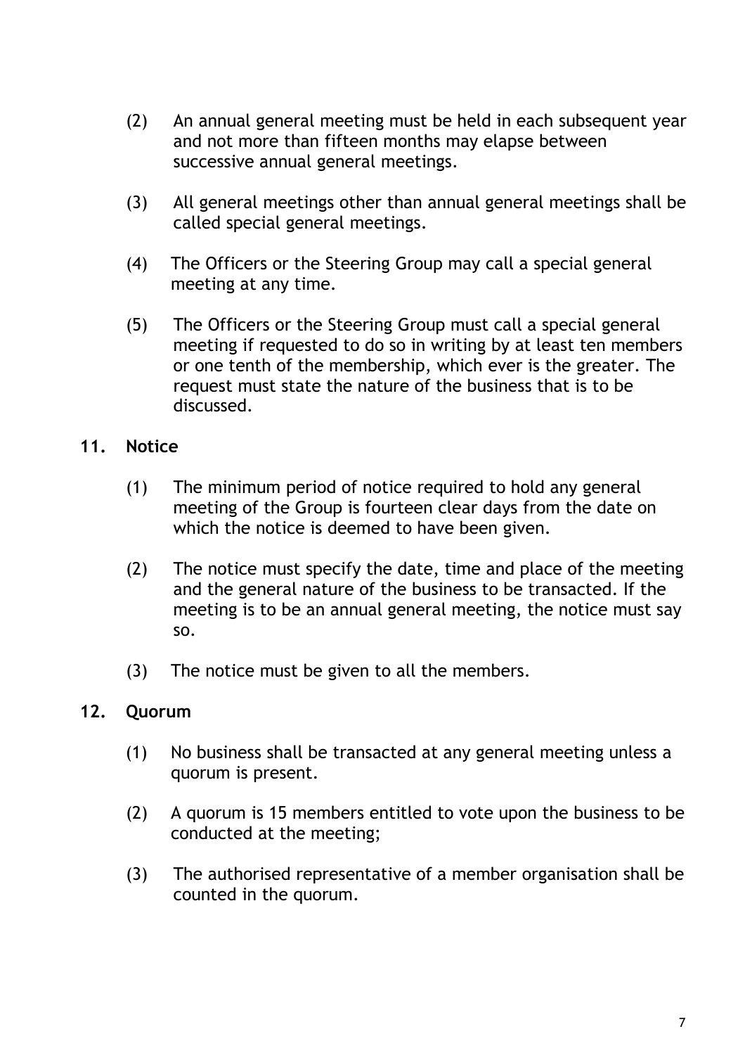(2) An annual general meeting must be held in each subsequent year and not more than fifteen months may elapse between successive annual general meetings.

(3) All general meetings other than annual general meetings shall be called special general meetings.

(4) The Officers or the Steering Group may call a special general meeting at any time.

(5) The Officers or the Steering Group must call a special general meeting if requested to do so in writing by at least ten members or one tenth of the membership, which ever is the greater. The request must state the nature of the business that is to be discussed.

## 11. Notice

(1) The minimum period of notice required to hold any general meeting of the Group is fourteen clear days from the date on which the notice is deemed to have been given.

(2) The notice must specify the date, time and place of the meeting and the general nature of the business to be transacted. If the meeting is to be an annual general meeting, the notice must say so.

(3) The notice must be given to all the members.

## 12. Quorum

(1) No business shall be transacted at any general meeting unless a quorum is present.

(2) A quorum is 15 members entitled to vote upon the business to be conducted at the meeting;

(3) The authorised representative of a member organisation shall be counted in the quorum.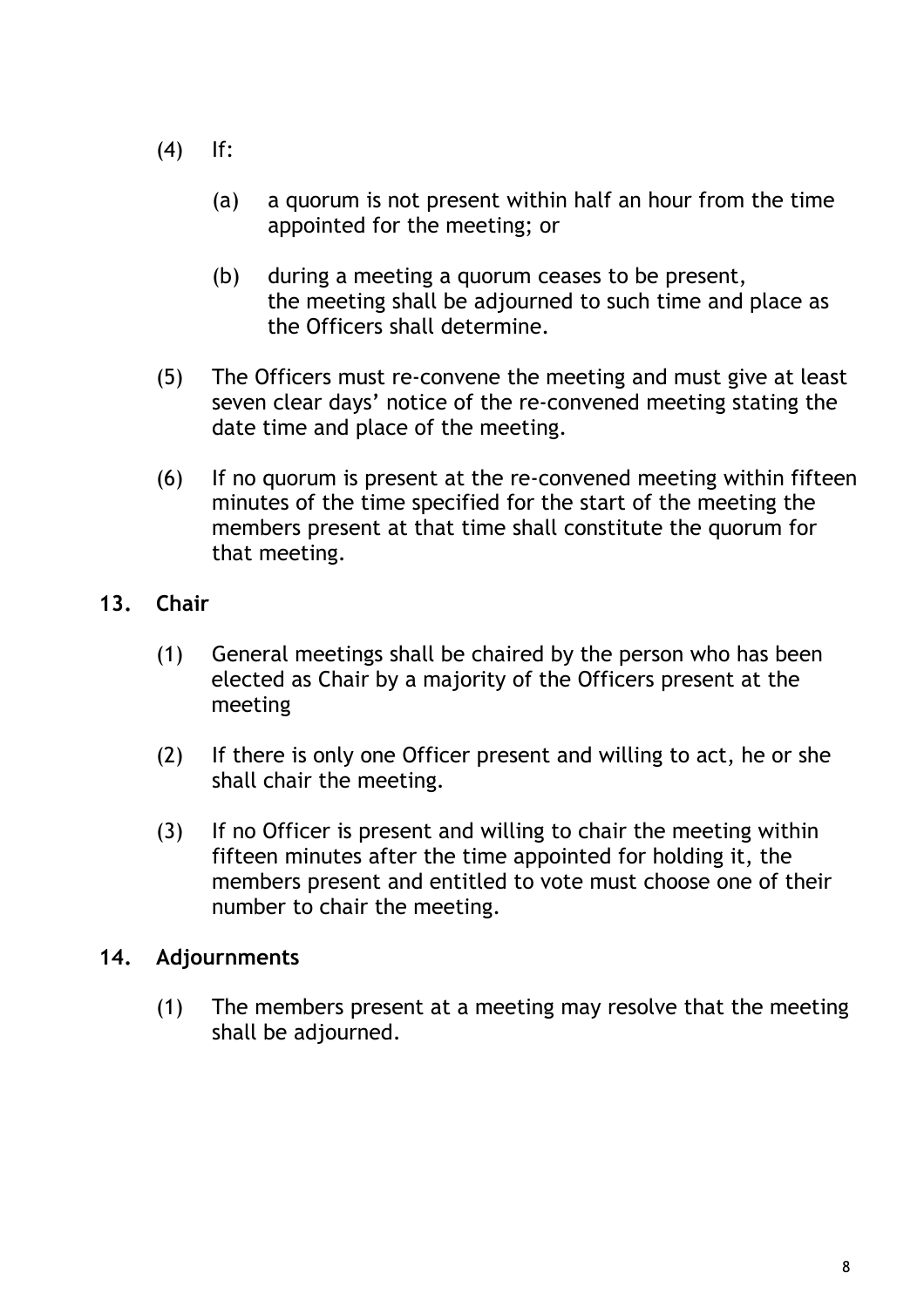(4) If:

   (a) a quorum is not present within half an hour from the time appointed for the meeting; or

   (b) during a meeting a quorum ceases to be present, the meeting shall be adjourned to such time and place as the Officers shall determine.

(5) The Officers must re-convene the meeting and must give at least seven clear days' notice of the re-convened meeting stating the date time and place of the meeting.

(6) If no quorum is present at the re-convened meeting within fifteen minutes of the time specified for the start of the meeting the members present at that time shall constitute the quorum for that meeting.

## 13. Chair

(1) General meetings shall be chaired by the person who has been elected as Chair by a majority of the Officers present at the meeting

(2) If there is only one Officer present and willing to act, he or she shall chair the meeting.

(3) If no Officer is present and willing to chair the meeting within fifteen minutes after the time appointed for holding it, the members present and entitled to vote must choose one of their number to chair the meeting.

## 14. Adjournments

(1) The members present at a meeting may resolve that the meeting shall be adjourned.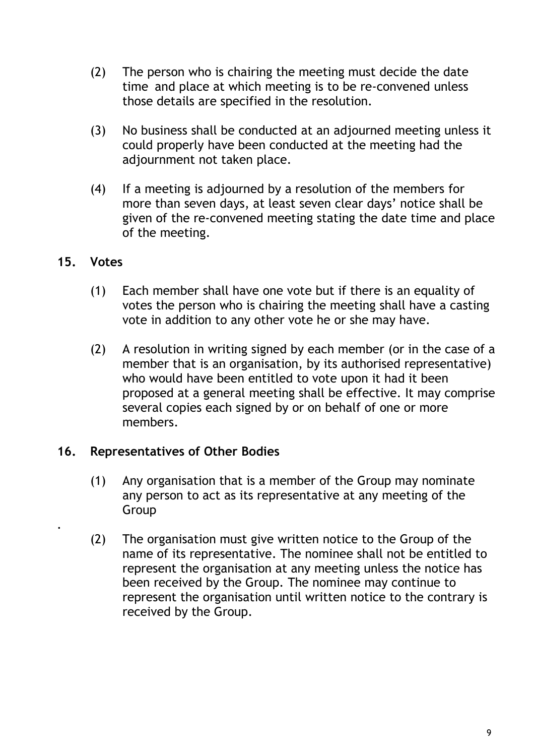(2) The person who is chairing the meeting must decide the date time and place at which meeting is to be re-convened unless those details are specified in the resolution.

(3) No business shall be conducted at an adjourned meeting unless it could properly have been conducted at the meeting had the adjournment not taken place.

(4) If a meeting is adjourned by a resolution of the members for more than seven days, at least seven clear days' notice shall be given of the re-convened meeting stating the date time and place of the meeting.

## 15. Votes

(1) Each member shall have one vote but if there is an equality of votes the person who is chairing the meeting shall have a casting vote in addition to any other vote he or she may have.

(2) A resolution in writing signed by each member (or in the case of a member that is an organisation, by its authorised representative) who would have been entitled to vote upon it had it been proposed at a general meeting shall be effective. It may comprise several copies each signed by or on behalf of one or more members.

## 16. Representatives of Other Bodies

(1) Any organisation that is a member of the Group may nominate any person to act as its representative at any meeting of the Group

.

(2) The organisation must give written notice to the Group of the name of its representative. The nominee shall not be entitled to represent the organisation at any meeting unless the notice has been received by the Group. The nominee may continue to represent the organisation until written notice to the contrary is received by the Group.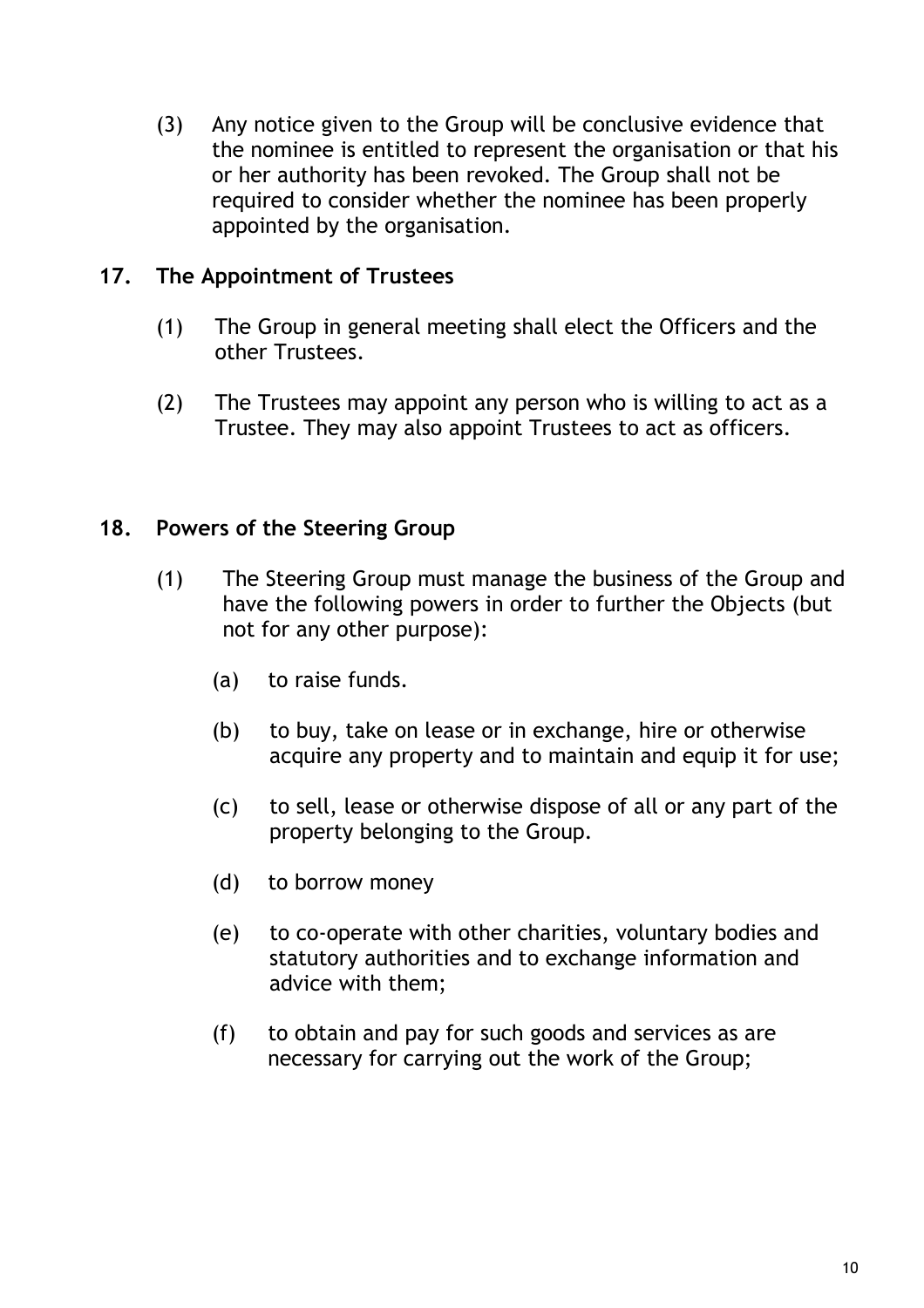(3) Any notice given to the Group will be conclusive evidence that the nominee is entitled to represent the organisation or that his or her authority has been revoked. The Group shall not be required to consider whether the nominee has been properly appointed by the organisation.

## 17. The Appointment of Trustees

(1) The Group in general meeting shall elect the Officers and the other Trustees.

(2) The Trustees may appoint any person who is willing to act as a Trustee. They may also appoint Trustees to act as officers.

## 18. Powers of the Steering Group

(1) The Steering Group must manage the business of the Group and have the following powers in order to further the Objects (but not for any other purpose):

(a) to raise funds.

(b) to buy, take on lease or in exchange, hire or otherwise acquire any property and to maintain and equip it for use;

(c) to sell, lease or otherwise dispose of all or any part of the property belonging to the Group.

(d) to borrow money

(e) to co-operate with other charities, voluntary bodies and statutory authorities and to exchange information and advice with them;

(f) to obtain and pay for such goods and services as are necessary for carrying out the work of the Group;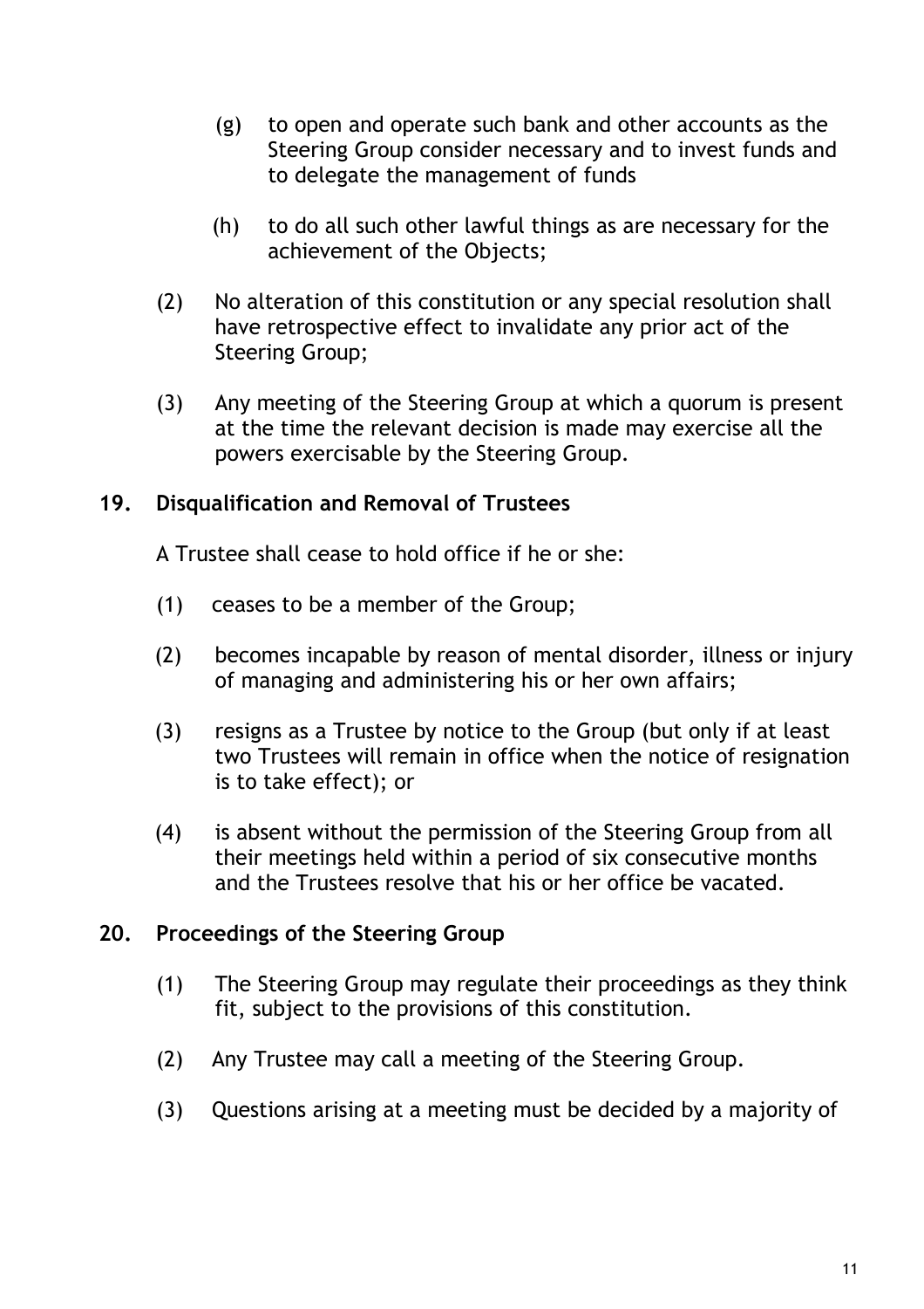(g) to open and operate such bank and other accounts as the Steering Group consider necessary and to invest funds and to delegate the management of funds

(h) to do all such other lawful things as are necessary for the achievement of the Objects;

(2) No alteration of this constitution or any special resolution shall have retrospective effect to invalidate any prior act of the Steering Group;

(3) Any meeting of the Steering Group at which a quorum is present at the time the relevant decision is made may exercise all the powers exercisable by the Steering Group.

## 19. Disqualification and Removal of Trustees

A Trustee shall cease to hold office if he or she:

(1) ceases to be a member of the Group;

(2) becomes incapable by reason of mental disorder, illness or injury of managing and administering his or her own affairs;

(3) resigns as a Trustee by notice to the Group (but only if at least two Trustees will remain in office when the notice of resignation is to take effect); or

(4) is absent without the permission of the Steering Group from all their meetings held within a period of six consecutive months and the Trustees resolve that his or her office be vacated.

## 20. Proceedings of the Steering Group

(1) The Steering Group may regulate their proceedings as they think fit, subject to the provisions of this constitution.

(2) Any Trustee may call a meeting of the Steering Group.

(3) Questions arising at a meeting must be decided by a majority of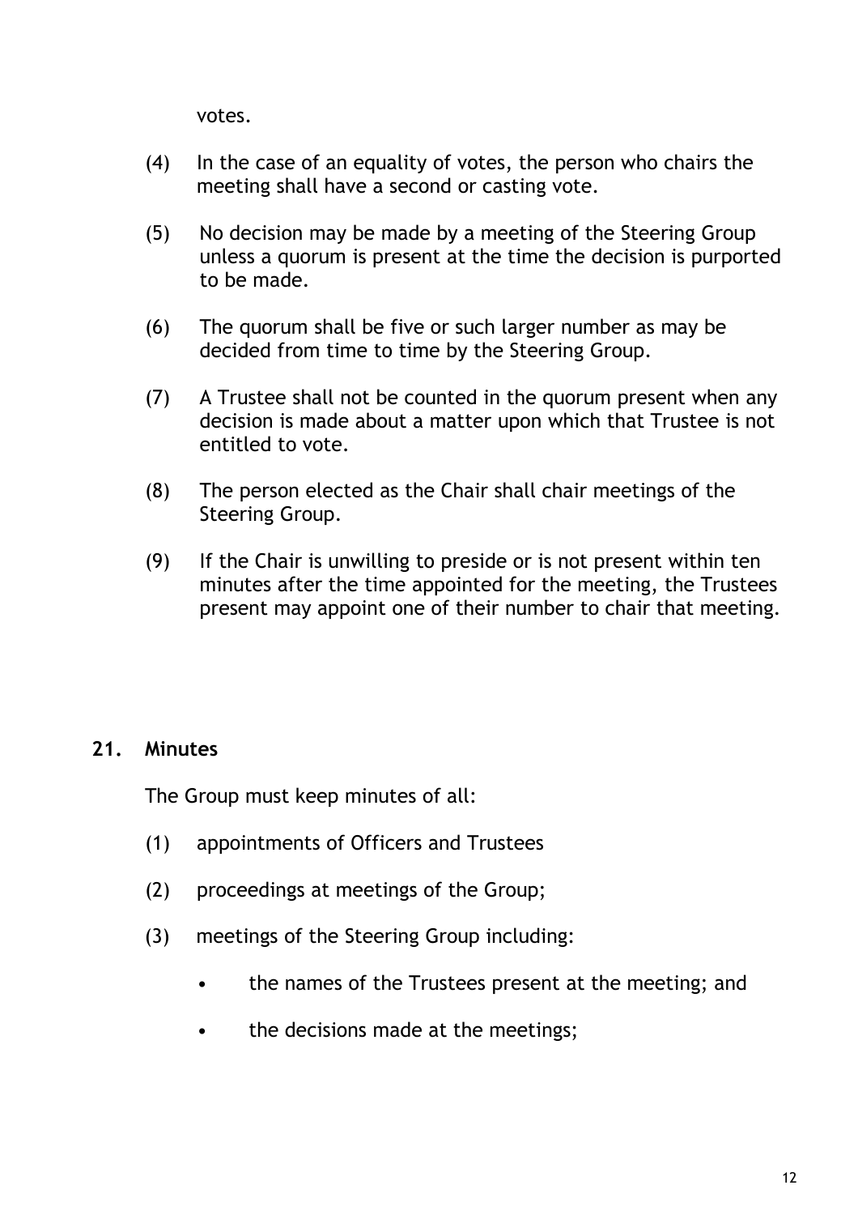votes.

(4) In the case of an equality of votes, the person who chairs the meeting shall have a second or casting vote.

(5) No decision may be made by a meeting of the Steering Group unless a quorum is present at the time the decision is purported to be made.

(6) The quorum shall be five or such larger number as may be decided from time to time by the Steering Group.

(7) A Trustee shall not be counted in the quorum present when any decision is made about a matter upon which that Trustee is not entitled to vote.

(8) The person elected as the Chair shall chair meetings of the Steering Group.

(9) If the Chair is unwilling to preside or is not present within ten minutes after the time appointed for the meeting, the Trustees present may appoint one of their number to chair that meeting.

## 21. Minutes

The Group must keep minutes of all:

(1) appointments of Officers and Trustees

(2) proceedings at meetings of the Group;

(3) meetings of the Steering Group including:

- the names of the Trustees present at the meeting; and
- the decisions made at the meetings;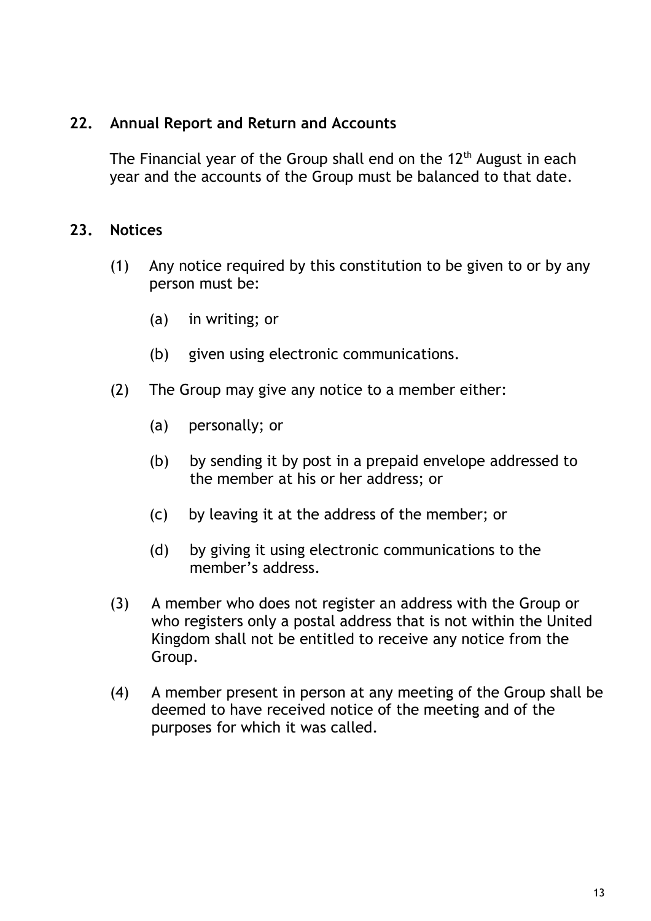## 22. Annual Report and Return and Accounts

The Financial year of the Group shall end on the 12th August in each year and the accounts of the Group must be balanced to that date.

## 23. Notices

(1) Any notice required by this constitution to be given to or by any person must be:

  (a) in writing; or

  (b) given using electronic communications.

(2) The Group may give any notice to a member either:

  (a) personally; or

  (b) by sending it by post in a prepaid envelope addressed to the member at his or her address; or

  (c) by leaving it at the address of the member; or

  (d) by giving it using electronic communications to the member's address.

(3) A member who does not register an address with the Group or who registers only a postal address that is not within the United Kingdom shall not be entitled to receive any notice from the Group.

(4) A member present in person at any meeting of the Group shall be deemed to have received notice of the meeting and of the purposes for which it was called.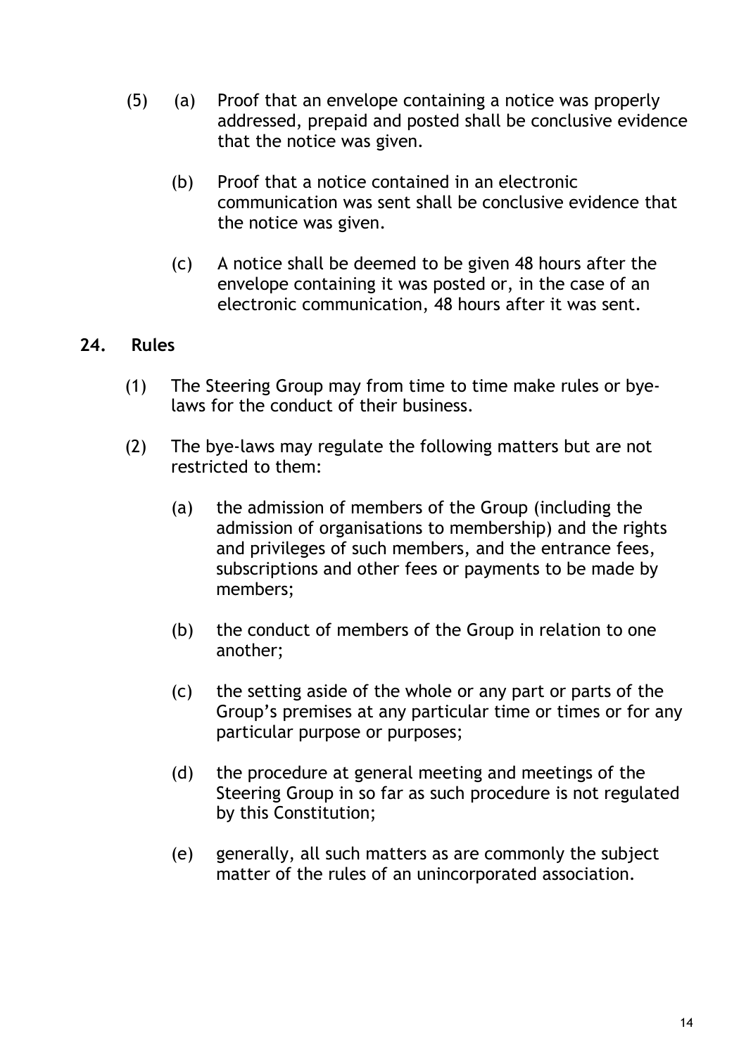(5) (a) Proof that an envelope containing a notice was properly addressed, prepaid and posted shall be conclusive evidence that the notice was given.

(b) Proof that a notice contained in an electronic communication was sent shall be conclusive evidence that the notice was given.

(c) A notice shall be deemed to be given 48 hours after the envelope containing it was posted or, in the case of an electronic communication, 48 hours after it was sent.

## 24. Rules

(1) The Steering Group may from time to time make rules or bye-laws for the conduct of their business.

(2) The bye-laws may regulate the following matters but are not restricted to them:

(a) the admission of members of the Group (including the admission of organisations to membership) and the rights and privileges of such members, and the entrance fees, subscriptions and other fees or payments to be made by members;

(b) the conduct of members of the Group in relation to one another;

(c) the setting aside of the whole or any part or parts of the Group's premises at any particular time or times or for any particular purpose or purposes;

(d) the procedure at general meeting and meetings of the Steering Group in so far as such procedure is not regulated by this Constitution;

(e) generally, all such matters as are commonly the subject matter of the rules of an unincorporated association.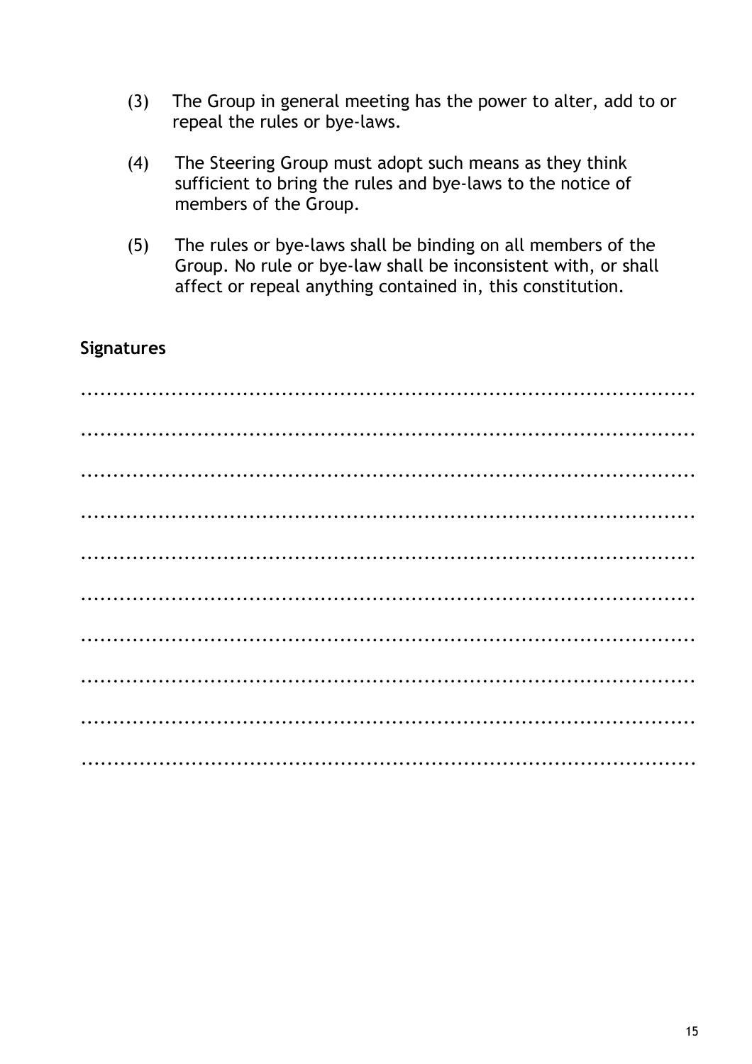(3) The Group in general meeting has the power to alter, add to or repeal the rules or bye-laws.

(4) The Steering Group must adopt such means as they think sufficient to bring the rules and bye-laws to the notice of members of the Group.

(5) The rules or bye-laws shall be binding on all members of the Group. No rule or bye-law shall be inconsistent with, or shall affect or repeal anything contained in, this constitution.

**Signatures**

..........................................................................................

..........................................................................................

..........................................................................................

..........................................................................................

..........................................................................................

..........................................................................................

..........................................................................................

..........................................................................................

..........................................................................................

..........................................................................................